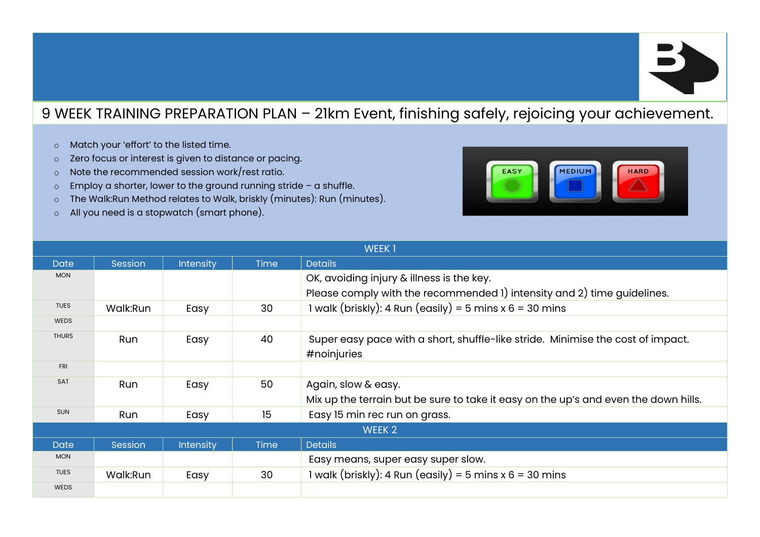# 9 WEEK TRAINING PREPARATION PLAN – 21km Event, finishing safely, rejoicing your achievement.

- Match your 'effort' to the listed time.
- Zero focus or interest is given to distance or pacing.
- Note the recommended session work/rest ratio.
- Employ a shorter, lower to the ground running stride – a shuffle.
- The Walk:Run Method relates to Walk, briskly (minutes): Run (minutes).
- All you need is a stopwatch (smart phone).

EASY MEDIUM HARD

| WEEK 1 | | | | |
|---|---|---|---|---|
| Date | Session | Intensity | Time | Details |
| MON | | | | OK, avoiding injury & illness is the key. Please comply with the recommended 1) intensity and 2) time guidelines. |
| TUES | Walk:Run | Easy | 30 | 1 walk (briskly): 4 Run (easily) = 5 mins x 6 = 30 mins |
| WEDS | | | | |
| THURS | Run | Easy | 40 | Super easy pace with a short, shuffle-like stride. Minimise the cost of impact. #noinjuries |
| FRI | | | | |
| SAT | Run | Easy | 50 | Again, slow & easy. Mix up the terrain but be sure to take it easy on the up's and even the down hills. |
| SUN | Run | Easy | 15 | Easy 15 min rec run on grass. |

| WEEK 2 | | | | |
|---|---|---|---|---|
| Date | Session | Intensity | Time | Details |
| MON | | | | Easy means, super easy super slow. |
| TUES | Walk:Run | Easy | 30 | 1 walk (briskly): 4 Run (easily) = 5 mins x 6 = 30 mins |
| WEDS | | | | |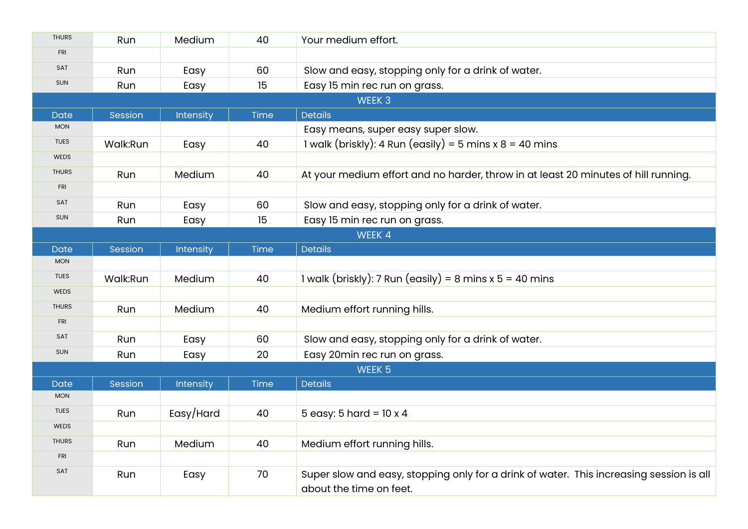| Date | Session | Intensity | Time | Details |
|---|---|---|---|---|
| THURS | Run | Medium | 40 | Your medium effort. |
| FRI | | | | |
| SAT | Run | Easy | 60 | Slow and easy, stopping only for a drink of water. |
| SUN | Run | Easy | 15 | Easy 15 min rec run on grass. |

## WEEK 3

| Date | Session | Intensity | Time | Details |
|---|---|---|---|---|
| MON | | | | Easy means, super easy super slow. |
| TUES | Walk:Run | Easy | 40 | 1 walk (briskly): 4 Run (easily) = 5 mins x 8 = 40 mins |
| WEDS | | | | |
| THURS | Run | Medium | 40 | At your medium effort and no harder, throw in at least 20 minutes of hill running. |
| FRI | | | | |
| SAT | Run | Easy | 60 | Slow and easy, stopping only for a drink of water. |
| SUN | Run | Easy | 15 | Easy 15 min rec run on grass. |

## WEEK 4

| Date | Session | Intensity | Time | Details |
|---|---|---|---|---|
| MON | | | | |
| TUES | Walk:Run | Medium | 40 | 1 walk (briskly): 7 Run (easily) = 8 mins x 5 = 40 mins |
| WEDS | | | | |
| THURS | Run | Medium | 40 | Medium effort running hills. |
| FRI | | | | |
| SAT | Run | Easy | 60 | Slow and easy, stopping only for a drink of water. |
| SUN | Run | Easy | 20 | Easy 20min rec run on grass. |

## WEEK 5

| Date | Session | Intensity | Time | Details |
|---|---|---|---|---|
| MON | | | | |
| TUES | Run | Easy/Hard | 40 | 5 easy: 5 hard = 10 x 4 |
| WEDS | | | | |
| THURS | Run | Medium | 40 | Medium effort running hills. |
| FRI | | | | |
| SAT | Run | Easy | 70 | Super slow and easy, stopping only for a drink of water. This increasing session is all about the time on feet. |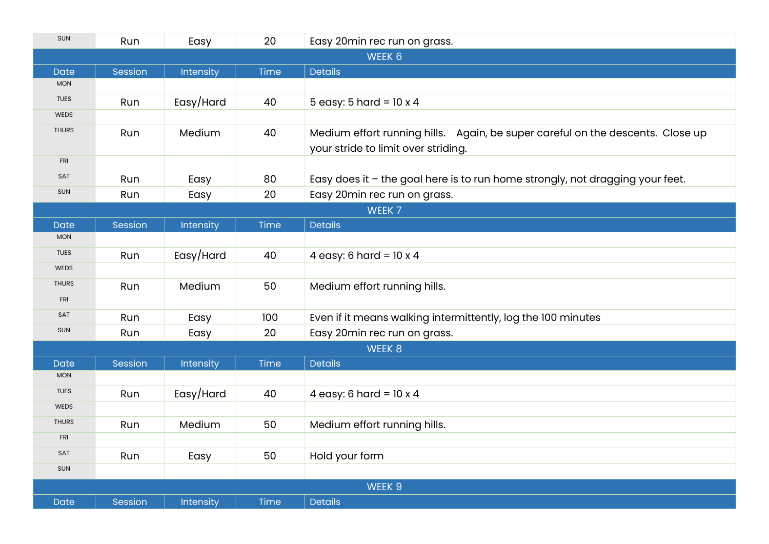| SUN | Run | Easy | 20 | Easy 20min rec run on grass. |
|---|---|---|---|---|

## WEEK 6

| Date | Session | Intensity | Time | Details |
|---|---|---|---|---|
| MON | | | | |
| TUES | Run | Easy/Hard | 40 | 5 easy: 5 hard = 10 x 4 |
| WEDS | | | | |
| THURS | Run | Medium | 40 | Medium effort running hills. Again, be super careful on the descents. Close up your stride to limit over striding. |
| FRI | | | | |
| SAT | Run | Easy | 80 | Easy does it – the goal here is to run home strongly, not dragging your feet. |
| SUN | Run | Easy | 20 | Easy 20min rec run on grass. |

## WEEK 7

| Date | Session | Intensity | Time | Details |
|---|---|---|---|---|
| MON | | | | |
| TUES | Run | Easy/Hard | 40 | 4 easy: 6 hard = 10 x 4 |
| WEDS | | | | |
| THURS | Run | Medium | 50 | Medium effort running hills. |
| FRI | | | | |
| SAT | Run | Easy | 100 | Even if it means walking intermittently, log the 100 minutes |
| SUN | Run | Easy | 20 | Easy 20min rec run on grass. |

## WEEK 8

| Date | Session | Intensity | Time | Details |
|---|---|---|---|---|
| MON | | | | |
| TUES | Run | Easy/Hard | 40 | 4 easy: 6 hard = 10 x 4 |
| WEDS | | | | |
| THURS | Run | Medium | 50 | Medium effort running hills. |
| FRI | | | | |
| SAT | Run | Easy | 50 | Hold your form |
| SUN | | | | |

## WEEK 9

| Date | Session | Intensity | Time | Details |
|---|---|---|---|---|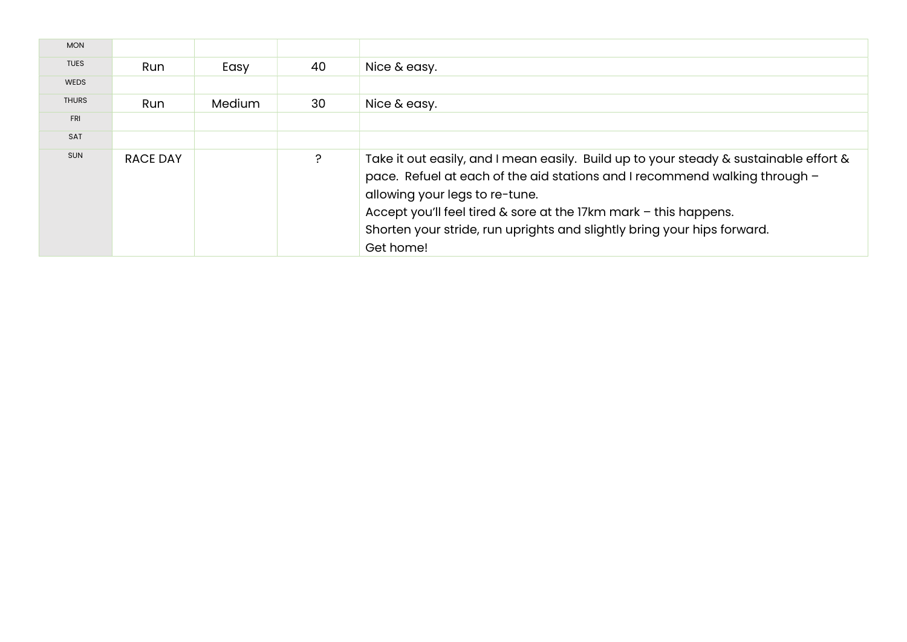| | | | | |
|---|---|---|---|---|
| MON | | | | |
| TUES | Run | Easy | 40 | Nice & easy. |
| WEDS | | | | |
| THURS | Run | Medium | 30 | Nice & easy. |
| FRI | | | | |
| SAT | | | | |
| SUN | RACE DAY | | ? | Take it out easily, and I mean easily. Build up to your steady & sustainable effort & pace. Refuel at each of the aid stations and I recommend walking through – allowing your legs to re-tune.<br>Accept you'll feel tired & sore at the 17km mark – this happens.<br>Shorten your stride, run uprights and slightly bring your hips forward.<br>Get home! |